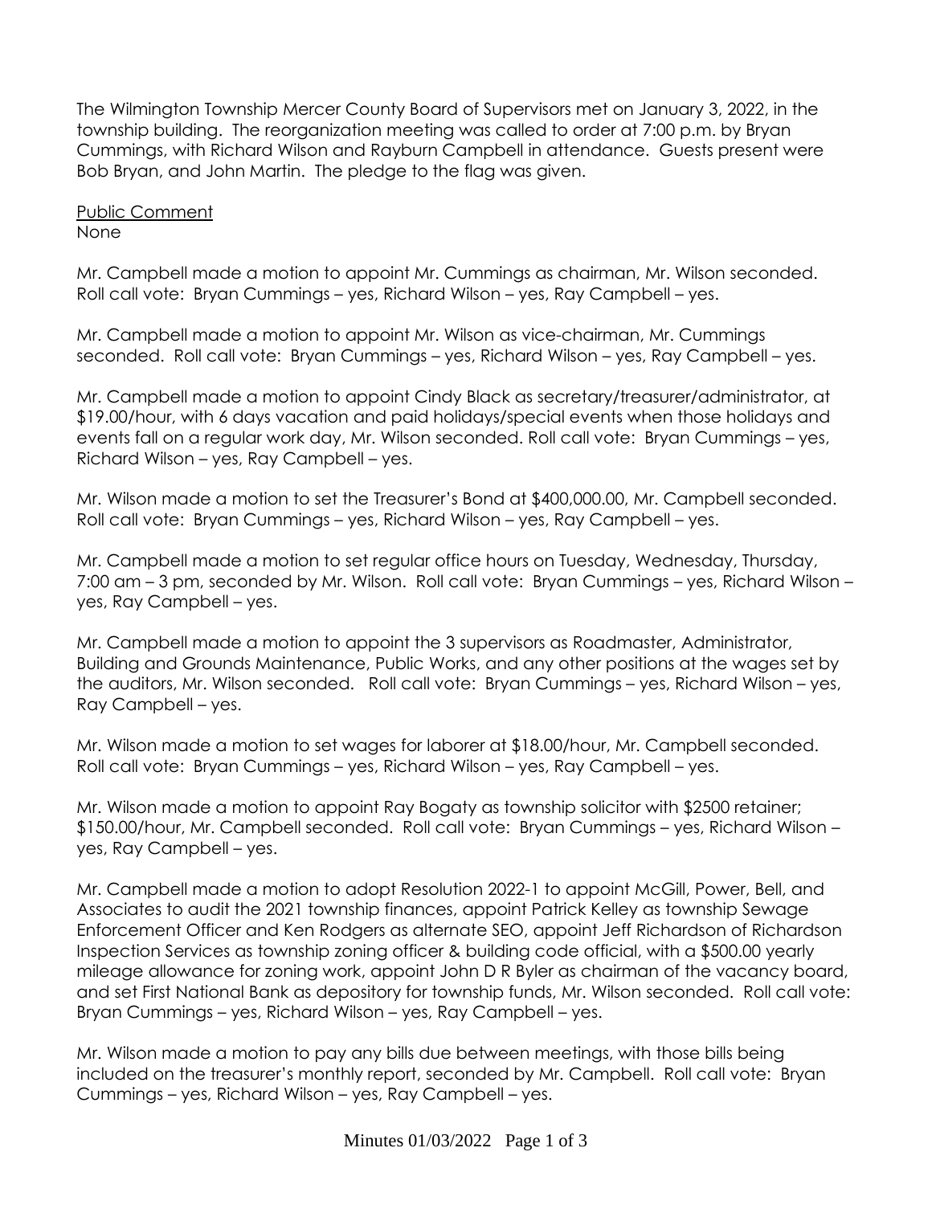The Wilmington Township Mercer County Board of Supervisors met on January 3, 2022, in the township building. The reorganization meeting was called to order at 7:00 p.m. by Bryan Cummings, with Richard Wilson and Rayburn Campbell in attendance. Guests present were Bob Bryan, and John Martin. The pledge to the flag was given.

Public Comment

None

Mr. Campbell made a motion to appoint Mr. Cummings as chairman, Mr. Wilson seconded. Roll call vote: Bryan Cummings – yes, Richard Wilson – yes, Ray Campbell – yes.

Mr. Campbell made a motion to appoint Mr. Wilson as vice-chairman, Mr. Cummings seconded. Roll call vote: Bryan Cummings – yes, Richard Wilson – yes, Ray Campbell – yes.

Mr. Campbell made a motion to appoint Cindy Black as secretary/treasurer/administrator, at $19.00/hour, with 6 days vacation and paid holidays/special events when those holidays and events fall on a regular work day, Mr. Wilson seconded. Roll call vote: Bryan Cummings – yes, Richard Wilson – yes, Ray Campbell – yes.

Mr. Wilson made a motion to set the Treasurer's Bond at $400,000.00, Mr. Campbell seconded. Roll call vote: Bryan Cummings – yes, Richard Wilson – yes, Ray Campbell – yes.

Mr. Campbell made a motion to set regular office hours on Tuesday, Wednesday, Thursday, 7:00 am – 3 pm, seconded by Mr. Wilson. Roll call vote: Bryan Cummings – yes, Richard Wilson – yes, Ray Campbell – yes.

Mr. Campbell made a motion to appoint the 3 supervisors as Roadmaster, Administrator, Building and Grounds Maintenance, Public Works, and any other positions at the wages set by the auditors, Mr. Wilson seconded. Roll call vote: Bryan Cummings – yes, Richard Wilson – yes, Ray Campbell – yes.

Mr. Wilson made a motion to set wages for laborer at $18.00/hour, Mr. Campbell seconded. Roll call vote: Bryan Cummings – yes, Richard Wilson – yes, Ray Campbell – yes.

Mr. Wilson made a motion to appoint Ray Bogaty as township solicitor with $2500 retainer; $150.00/hour, Mr. Campbell seconded. Roll call vote: Bryan Cummings – yes, Richard Wilson – yes, Ray Campbell – yes.

Mr. Campbell made a motion to adopt Resolution 2022-1 to appoint McGill, Power, Bell, and Associates to audit the 2021 township finances, appoint Patrick Kelley as township Sewage Enforcement Officer and Ken Rodgers as alternate SEO, appoint Jeff Richardson of Richardson Inspection Services as township zoning officer & building code official, with a $500.00 yearly mileage allowance for zoning work, appoint John D R Byler as chairman of the vacancy board, and set First National Bank as depository for township funds, Mr. Wilson seconded. Roll call vote: Bryan Cummings – yes, Richard Wilson – yes, Ray Campbell – yes.

Mr. Wilson made a motion to pay any bills due between meetings, with those bills being included on the treasurer's monthly report, seconded by Mr. Campbell. Roll call vote: Bryan Cummings – yes, Richard Wilson – yes, Ray Campbell – yes.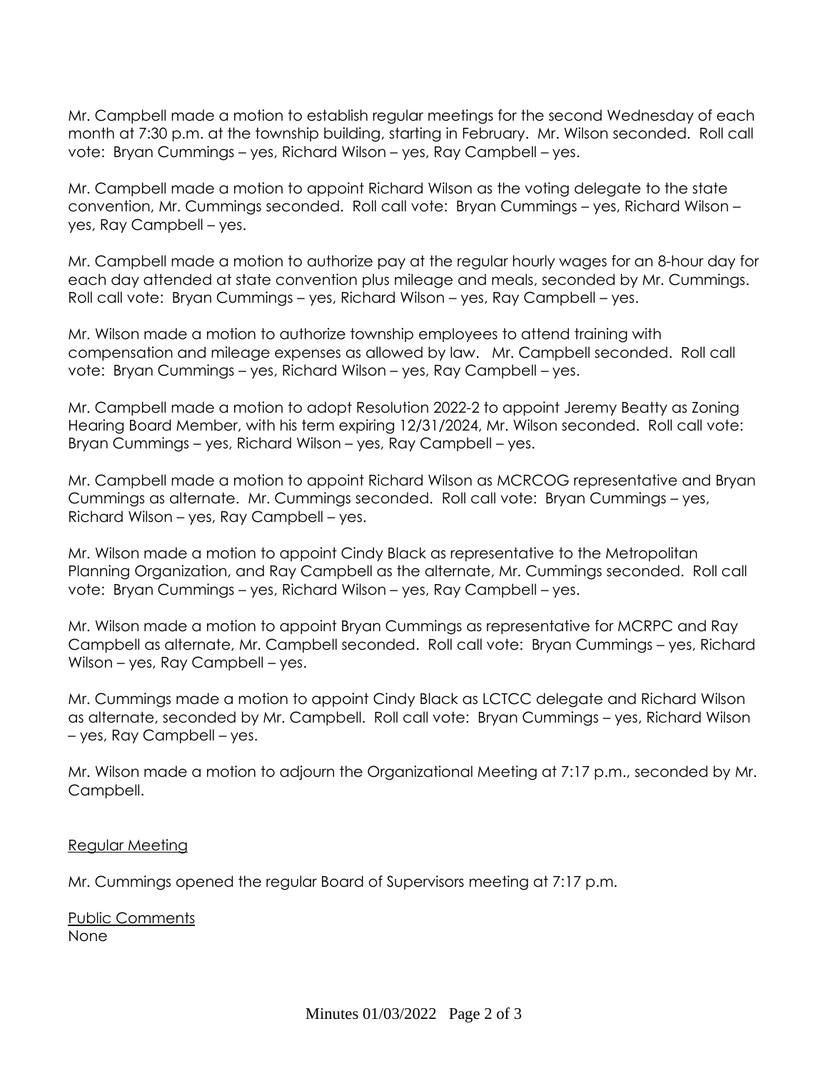Mr. Campbell made a motion to establish regular meetings for the second Wednesday of each month at 7:30 p.m. at the township building, starting in February. Mr. Wilson seconded. Roll call vote: Bryan Cummings – yes, Richard Wilson – yes, Ray Campbell – yes.

Mr. Campbell made a motion to appoint Richard Wilson as the voting delegate to the state convention, Mr. Cummings seconded. Roll call vote: Bryan Cummings – yes, Richard Wilson – yes, Ray Campbell – yes.

Mr. Campbell made a motion to authorize pay at the regular hourly wages for an 8-hour day for each day attended at state convention plus mileage and meals, seconded by Mr. Cummings. Roll call vote: Bryan Cummings – yes, Richard Wilson – yes, Ray Campbell – yes.

Mr. Wilson made a motion to authorize township employees to attend training with compensation and mileage expenses as allowed by law. Mr. Campbell seconded. Roll call vote: Bryan Cummings – yes, Richard Wilson – yes, Ray Campbell – yes.

Mr. Campbell made a motion to adopt Resolution 2022-2 to appoint Jeremy Beatty as Zoning Hearing Board Member, with his term expiring 12/31/2024, Mr. Wilson seconded. Roll call vote: Bryan Cummings – yes, Richard Wilson – yes, Ray Campbell – yes.

Mr. Campbell made a motion to appoint Richard Wilson as MCRCOG representative and Bryan Cummings as alternate. Mr. Cummings seconded. Roll call vote: Bryan Cummings – yes, Richard Wilson – yes, Ray Campbell – yes.

Mr. Wilson made a motion to appoint Cindy Black as representative to the Metropolitan Planning Organization, and Ray Campbell as the alternate, Mr. Cummings seconded. Roll call vote: Bryan Cummings – yes, Richard Wilson – yes, Ray Campbell – yes.

Mr. Wilson made a motion to appoint Bryan Cummings as representative for MCRPC and Ray Campbell as alternate, Mr. Campbell seconded. Roll call vote: Bryan Cummings – yes, Richard Wilson – yes, Ray Campbell – yes.

Mr. Cummings made a motion to appoint Cindy Black as LCTCC delegate and Richard Wilson as alternate, seconded by Mr. Campbell. Roll call vote: Bryan Cummings – yes, Richard Wilson – yes, Ray Campbell – yes.

Mr. Wilson made a motion to adjourn the Organizational Meeting at 7:17 p.m., seconded by Mr. Campbell.

## Regular Meeting

Mr. Cummings opened the regular Board of Supervisors meeting at 7:17 p.m.

## Public Comments

None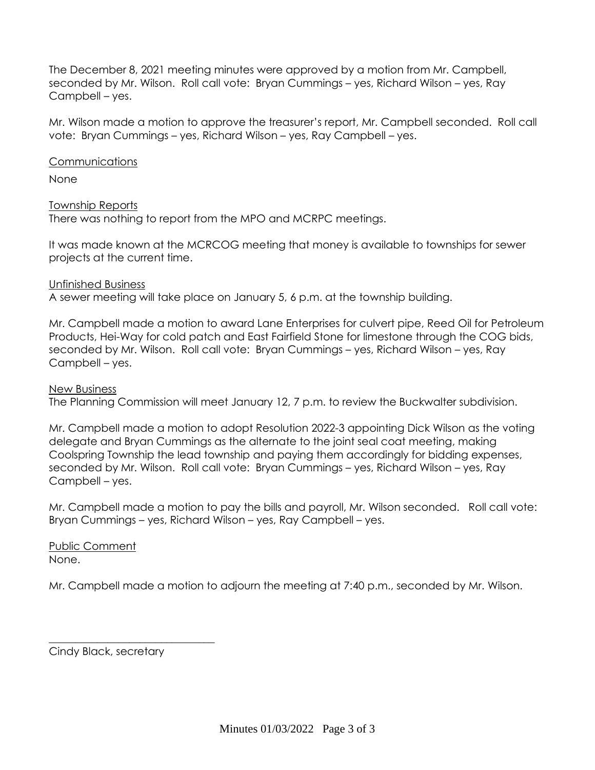The December 8, 2021 meeting minutes were approved by a motion from Mr. Campbell, seconded by Mr. Wilson. Roll call vote: Bryan Cummings – yes, Richard Wilson – yes, Ray Campbell – yes.

Mr. Wilson made a motion to approve the treasurer's report, Mr. Campbell seconded. Roll call vote: Bryan Cummings – yes, Richard Wilson – yes, Ray Campbell – yes.

Communications

None

Township Reports

There was nothing to report from the MPO and MCRPC meetings.

It was made known at the MCRCOG meeting that money is available to townships for sewer projects at the current time.

Unfinished Business

A sewer meeting will take place on January 5, 6 p.m. at the township building.

Mr. Campbell made a motion to award Lane Enterprises for culvert pipe, Reed Oil for Petroleum Products, Hei-Way for cold patch and East Fairfield Stone for limestone through the COG bids, seconded by Mr. Wilson. Roll call vote: Bryan Cummings – yes, Richard Wilson – yes, Ray Campbell – yes.

New Business

The Planning Commission will meet January 12, 7 p.m. to review the Buckwalter subdivision.

Mr. Campbell made a motion to adopt Resolution 2022-3 appointing Dick Wilson as the voting delegate and Bryan Cummings as the alternate to the joint seal coat meeting, making Coolspring Township the lead township and paying them accordingly for bidding expenses, seconded by Mr. Wilson. Roll call vote: Bryan Cummings – yes, Richard Wilson – yes, Ray Campbell – yes.

Mr. Campbell made a motion to pay the bills and payroll, Mr. Wilson seconded. Roll call vote: Bryan Cummings – yes, Richard Wilson – yes, Ray Campbell – yes.

Public Comment

None.

Mr. Campbell made a motion to adjourn the meeting at 7:40 p.m., seconded by Mr. Wilson.

\_\_\_\_\_\_\_\_\_\_\_\_\_\_\_\_\_\_\_\_\_\_\_\_\_\_\_\_\_\_

Cindy Black, secretary